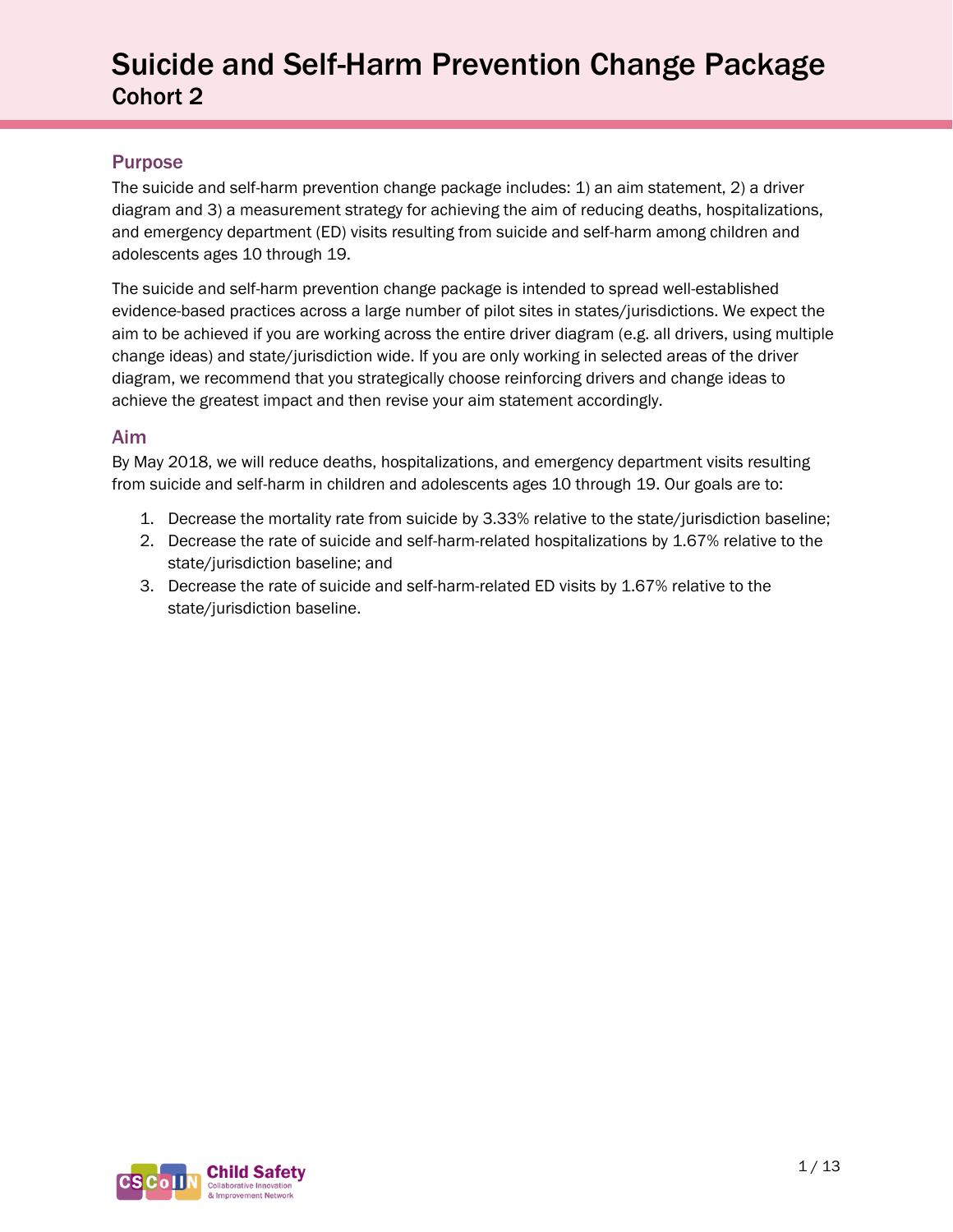# Suicide and Self-Harm Prevention Change Package
## Cohort 2

### Purpose

The suicide and self-harm prevention change package includes: 1) an aim statement, 2) a driver diagram and 3) a measurement strategy for achieving the aim of reducing deaths, hospitalizations, and emergency department (ED) visits resulting from suicide and self-harm among children and adolescents ages 10 through 19.

The suicide and self-harm prevention change package is intended to spread well-established evidence-based practices across a large number of pilot sites in states/jurisdictions. We expect the aim to be achieved if you are working across the entire driver diagram (e.g. all drivers, using multiple change ideas) and state/jurisdiction wide. If you are only working in selected areas of the driver diagram, we recommend that you strategically choose reinforcing drivers and change ideas to achieve the greatest impact and then revise your aim statement accordingly.

### Aim

By May 2018, we will reduce deaths, hospitalizations, and emergency department visits resulting from suicide and self-harm in children and adolescents ages 10 through 19. Our goals are to:

1. Decrease the mortality rate from suicide by 3.33% relative to the state/jurisdiction baseline;
2. Decrease the rate of suicide and self-harm-related hospitalizations by 1.67% relative to the state/jurisdiction baseline; and
3. Decrease the rate of suicide and self-harm-related ED visits by 1.67% relative to the state/jurisdiction baseline.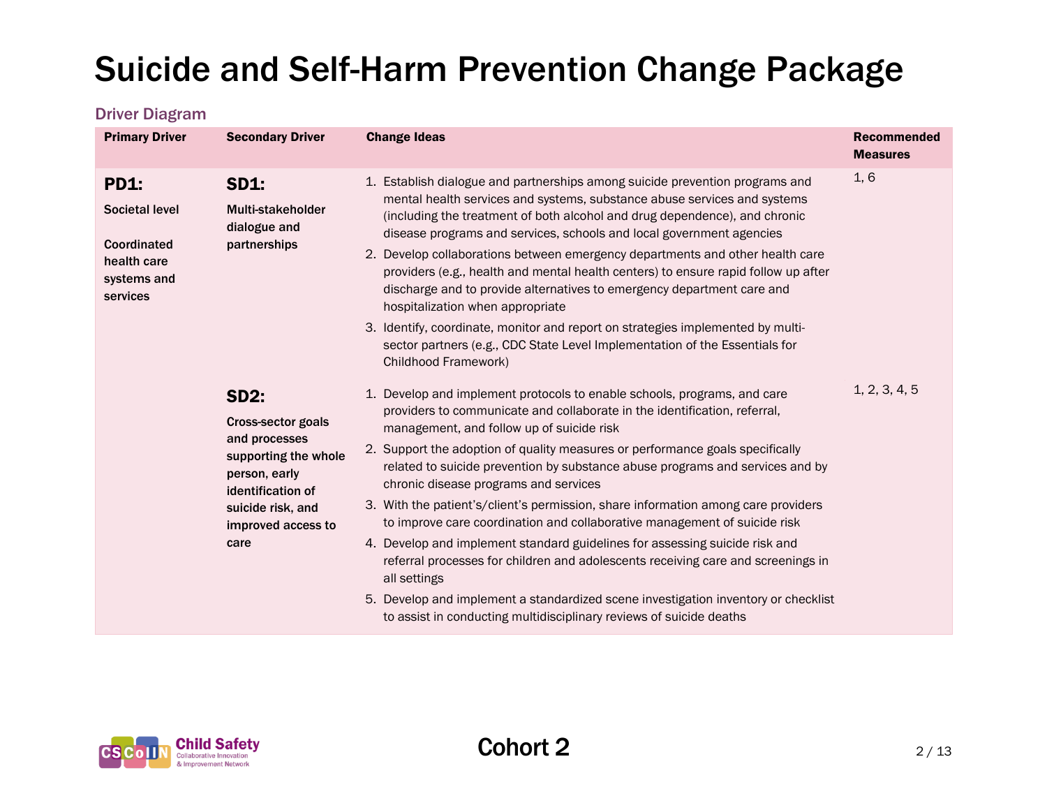# Suicide and Self-Harm Prevention Change Package

## Driver Diagram

| Primary Driver | Secondary Driver | Change Ideas | Recommended Measures |
|---|---|---|---|
| **PD1:** **Societal level** **Coordinated health care systems and services** | **SD1:** **Multi-stakeholder dialogue and partnerships** | 1. Establish dialogue and partnerships among suicide prevention programs and mental health services and systems, substance abuse services and systems (including the treatment of both alcohol and drug dependence), and chronic disease programs and services, schools and local government agencies<br>2. Develop collaborations between emergency departments and other health care providers (e.g., health and mental health centers) to ensure rapid follow up after discharge and to provide alternatives to emergency department care and hospitalization when appropriate<br>3. Identify, coordinate, monitor and report on strategies implemented by multi-sector partners (e.g., CDC State Level Implementation of the Essentials for Childhood Framework) | 1, 6 |
| | **SD2:** **Cross-sector goals and processes supporting the whole person, early identification of suicide risk, and improved access to care** | 1. Develop and implement protocols to enable schools, programs, and care providers to communicate and collaborate in the identification, referral, management, and follow up of suicide risk<br>2. Support the adoption of quality measures or performance goals specifically related to suicide prevention by substance abuse programs and services and by chronic disease programs and services<br>3. With the patient's/client's permission, share information among care providers to improve care coordination and collaborative management of suicide risk<br>4. Develop and implement standard guidelines for assessing suicide risk and referral processes for children and adolescents receiving care and screenings in all settings<br>5. Develop and implement a standardized scene investigation inventory or checklist to assist in conducting multidisciplinary reviews of suicide deaths | 1, 2, 3, 4, 5 |

Cohort 2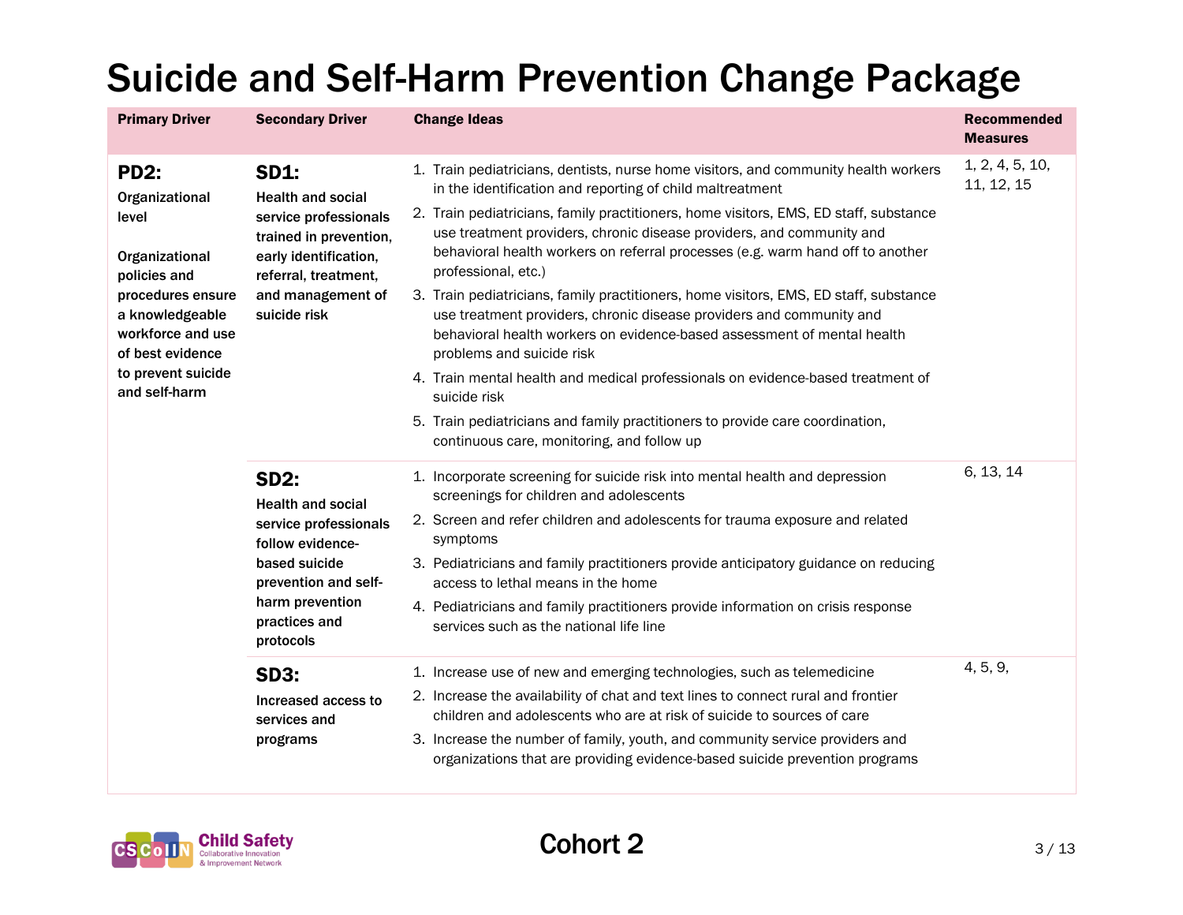# Suicide and Self-Harm Prevention Change Package

| Primary Driver | Secondary Driver | Change Ideas | Recommended Measures |
|---|---|---|---|
| **PD2:** Organizational level<br><br>Organizational policies and procedures ensure a knowledgeable workforce and use of best evidence to prevent suicide and self-harm | **SD1:** Health and social service professionals trained in prevention, early identification, referral, treatment, and management of suicide risk | 1. Train pediatricians, dentists, nurse home visitors, and community health workers in the identification and reporting of child maltreatment<br>2. Train pediatricians, family practitioners, home visitors, EMS, ED staff, substance use treatment providers, chronic disease providers, and community and behavioral health workers on referral processes (e.g. warm hand off to another professional, etc.)<br>3. Train pediatricians, family practitioners, home visitors, EMS, ED staff, substance use treatment providers, chronic disease providers and community and behavioral health workers on evidence-based assessment of mental health problems and suicide risk<br>4. Train mental health and medical professionals on evidence-based treatment of suicide risk<br>5. Train pediatricians and family practitioners to provide care coordination, continuous care, monitoring, and follow up | 1, 2, 4, 5, 10, 11, 12, 15 |
| | **SD2:** Health and social service professionals follow evidence-based suicide prevention and self-harm prevention practices and protocols | 1. Incorporate screening for suicide risk into mental health and depression screenings for children and adolescents<br>2. Screen and refer children and adolescents for trauma exposure and related symptoms<br>3. Pediatricians and family practitioners provide anticipatory guidance on reducing access to lethal means in the home<br>4. Pediatricians and family practitioners provide information on crisis response services such as the national life line | 6, 13, 14 |
| | **SD3:** Increased access to services and programs | 1. Increase use of new and emerging technologies, such as telemedicine<br>2. Increase the availability of chat and text lines to connect rural and frontier children and adolescents who are at risk of suicide to sources of care<br>3. Increase the number of family, youth, and community service providers and organizations that are providing evidence-based suicide prevention programs | 4, 5, 9, |

Cohort 2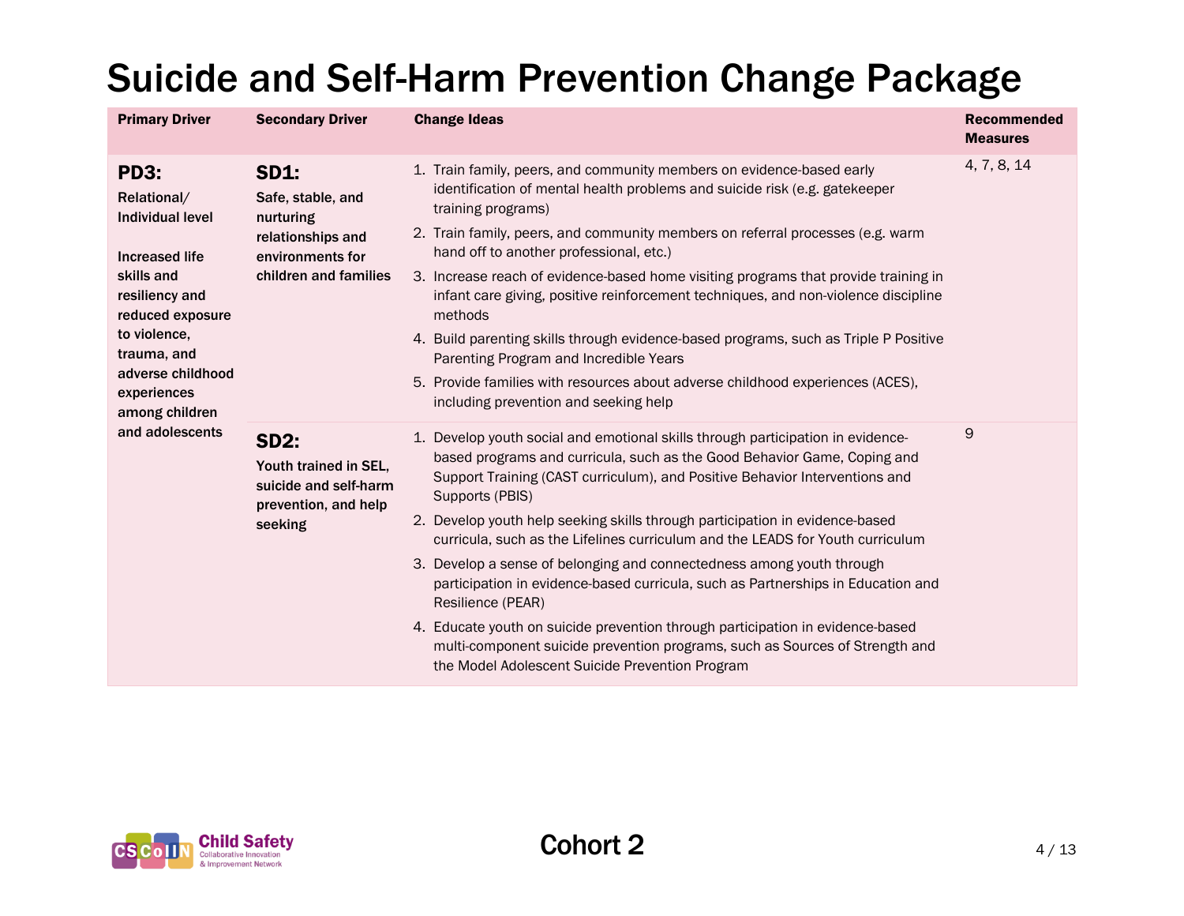# Suicide and Self-Harm Prevention Change Package

| Primary Driver | Secondary Driver | Change Ideas | Recommended Measures |
|---|---|---|---|
| **PD3:** **Relational/ Individual level** **Increased life skills and resiliency and reduced exposure to violence, trauma, and adverse childhood experiences among children and adolescents** | **SD1:** **Safe, stable, and nurturing relationships and environments for children and families** | 1. Train family, peers, and community members on evidence-based early identification of mental health problems and suicide risk (e.g. gatekeeper training programs)<br>2. Train family, peers, and community members on referral processes (e.g. warm hand off to another professional, etc.)<br>3. Increase reach of evidence-based home visiting programs that provide training in infant care giving, positive reinforcement techniques, and non-violence discipline methods<br>4. Build parenting skills through evidence-based programs, such as Triple P Positive Parenting Program and Incredible Years<br>5. Provide families with resources about adverse childhood experiences (ACES), including prevention and seeking help | 4, 7, 8, 14 |
| | **SD2:** **Youth trained in SEL, suicide and self-harm prevention, and help seeking** | 1. Develop youth social and emotional skills through participation in evidence-based programs and curricula, such as the Good Behavior Game, Coping and Support Training (CAST curriculum), and Positive Behavior Interventions and Supports (PBIS)<br>2. Develop youth help seeking skills through participation in evidence-based curricula, such as the Lifelines curriculum and the LEADS for Youth curriculum<br>3. Develop a sense of belonging and connectedness among youth through participation in evidence-based curricula, such as Partnerships in Education and Resilience (PEAR)<br>4. Educate youth on suicide prevention through participation in evidence-based multi-component suicide prevention programs, such as Sources of Strength and the Model Adolescent Suicide Prevention Program | 9 |

Cohort 2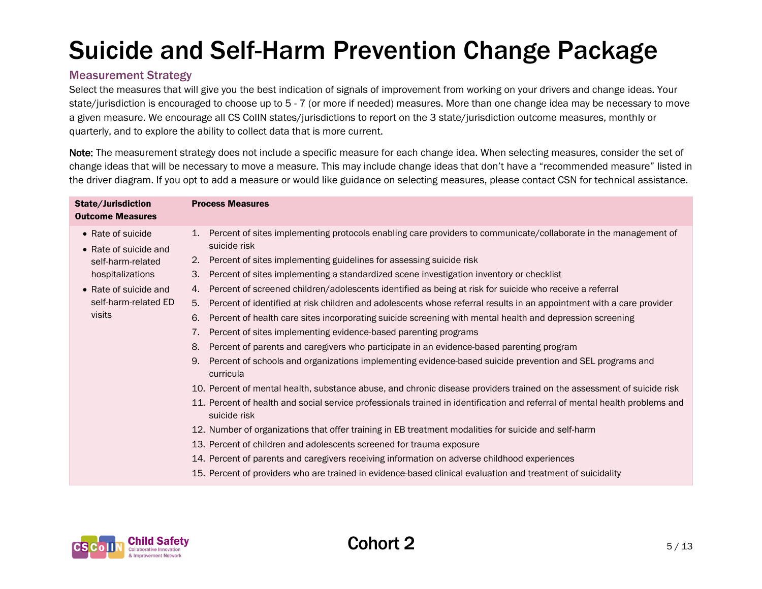# Suicide and Self-Harm Prevention Change Package

## Measurement Strategy

Select the measures that will give you the best indication of signals of improvement from working on your drivers and change ideas. Your state/jurisdiction is encouraged to choose up to 5 - 7 (or more if needed) measures. More than one change idea may be necessary to move a given measure. We encourage all CS CoIIN states/jurisdictions to report on the 3 state/jurisdiction outcome measures, monthly or quarterly, and to explore the ability to collect data that is more current.

**Note:** The measurement strategy does not include a specific measure for each change idea. When selecting measures, consider the set of change ideas that will be necessary to move a measure. This may include change ideas that don't have a "recommended measure" listed in the driver diagram. If you opt to add a measure or would like guidance on selecting measures, please contact CSN for technical assistance.

| State/Jurisdiction Outcome Measures | Process Measures |
|---|---|
| • Rate of suicide<br>• Rate of suicide and self-harm-related hospitalizations<br>• Rate of suicide and self-harm-related ED visits | 1. Percent of sites implementing protocols enabling care providers to communicate/collaborate in the management of suicide risk<br>2. Percent of sites implementing guidelines for assessing suicide risk<br>3. Percent of sites implementing a standardized scene investigation inventory or checklist<br>4. Percent of screened children/adolescents identified as being at risk for suicide who receive a referral<br>5. Percent of identified at risk children and adolescents whose referral results in an appointment with a care provider<br>6. Percent of health care sites incorporating suicide screening with mental health and depression screening<br>7. Percent of sites implementing evidence-based parenting programs<br>8. Percent of parents and caregivers who participate in an evidence-based parenting program<br>9. Percent of schools and organizations implementing evidence-based suicide prevention and SEL programs and curricula<br>10. Percent of mental health, substance abuse, and chronic disease providers trained on the assessment of suicide risk<br>11. Percent of health and social service professionals trained in identification and referral of mental health problems and suicide risk<br>12. Number of organizations that offer training in EB treatment modalities for suicide and self-harm<br>13. Percent of children and adolescents screened for trauma exposure<br>14. Percent of parents and caregivers receiving information on adverse childhood experiences<br>15. Percent of providers who are trained in evidence-based clinical evaluation and treatment of suicidality |

Cohort 2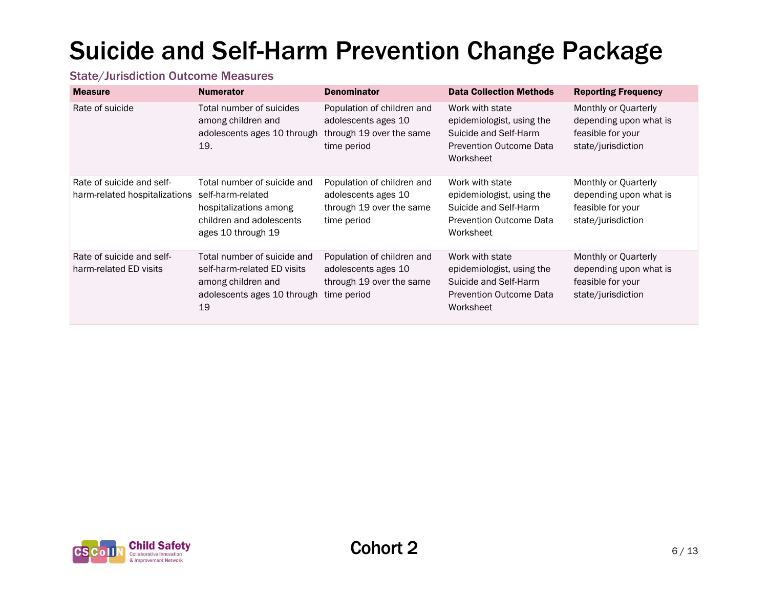# Suicide and Self-Harm Prevention Change Package

## State/Jurisdiction Outcome Measures

| Measure | Numerator | Denominator | Data Collection Methods | Reporting Frequency |
|---|---|---|---|---|
| Rate of suicide | Total number of suicides among children and adolescents ages 10 through 19. | Population of children and adolescents ages 10 through 19 over the same time period | Work with state epidemiologist, using the Suicide and Self-Harm Prevention Outcome Data Worksheet | Monthly or Quarterly depending upon what is feasible for your state/jurisdiction |
| Rate of suicide and self-harm-related hospitalizations | Total number of suicide and self-harm-related hospitalizations among children and adolescents ages 10 through 19 | Population of children and adolescents ages 10 through 19 over the same time period | Work with state epidemiologist, using the Suicide and Self-Harm Prevention Outcome Data Worksheet | Monthly or Quarterly depending upon what is feasible for your state/jurisdiction |
| Rate of suicide and self-harm-related ED visits | Total number of suicide and self-harm-related ED visits among children and adolescents ages 10 through 19 | Population of children and adolescents ages 10 through 19 over the same time period | Work with state epidemiologist, using the Suicide and Self-Harm Prevention Outcome Data Worksheet | Monthly or Quarterly depending upon what is feasible for your state/jurisdiction |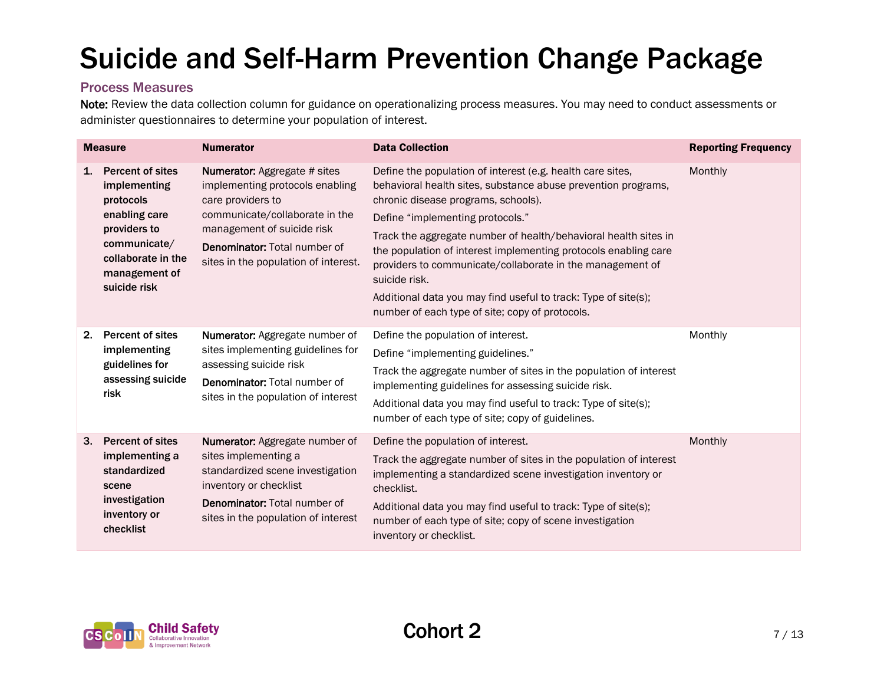# Suicide and Self-Harm Prevention Change Package

## Process Measures

**Note:** Review the data collection column for guidance on operationalizing process measures. You may need to conduct assessments or administer questionnaires to determine your population of interest.

| Measure | Numerator | Data Collection | Reporting Frequency |
|---|---|---|---|
| **1. Percent of sites implementing protocols enabling care providers to communicate/ collaborate in the management of suicide risk** | **Numerator:** Aggregate # sites implementing protocols enabling care providers to communicate/collaborate in the management of suicide risk<br>**Denominator:** Total number of sites in the population of interest. | Define the population of interest (e.g. health care sites, behavioral health sites, substance abuse prevention programs, chronic disease programs, schools).<br>Define "implementing protocols."<br>Track the aggregate number of health/behavioral health sites in the population of interest implementing protocols enabling care providers to communicate/collaborate in the management of suicide risk.<br>Additional data you may find useful to track: Type of site(s); number of each type of site; copy of protocols. | Monthly |
| **2. Percent of sites implementing guidelines for assessing suicide risk** | **Numerator:** Aggregate number of sites implementing guidelines for assessing suicide risk<br>**Denominator:** Total number of sites in the population of interest | Define the population of interest.<br>Define "implementing guidelines."<br>Track the aggregate number of sites in the population of interest implementing guidelines for assessing suicide risk.<br>Additional data you may find useful to track: Type of site(s); number of each type of site; copy of guidelines. | Monthly |
| **3. Percent of sites implementing a standardized scene investigation inventory or checklist** | **Numerator:** Aggregate number of sites implementing a standardized scene investigation inventory or checklist<br>**Denominator:** Total number of sites in the population of interest | Define the population of interest.<br>Track the aggregate number of sites in the population of interest implementing a standardized scene investigation inventory or checklist.<br>Additional data you may find useful to track: Type of site(s); number of each type of site; copy of scene investigation inventory or checklist. | Monthly |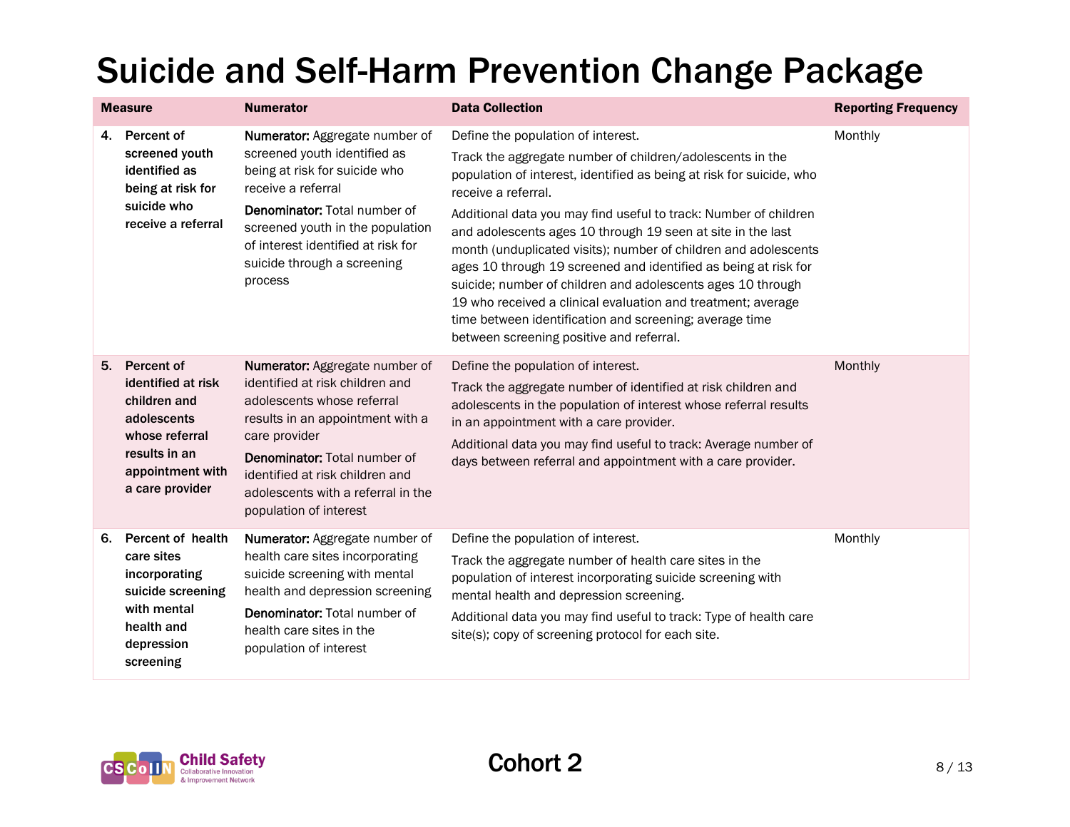# Suicide and Self-Harm Prevention Change Package

| Measure | Numerator | Data Collection | Reporting Frequency |
|---|---|---|---|
| **4. Percent of screened youth identified as being at risk for suicide who receive a referral** | **Numerator:** Aggregate number of screened youth identified as being at risk for suicide who receive a referral<br><br>**Denominator:** Total number of screened youth in the population of interest identified at risk for suicide through a screening process | Define the population of interest.<br><br>Track the aggregate number of children/adolescents in the population of interest, identified as being at risk for suicide, who receive a referral.<br><br>Additional data you may find useful to track: Number of children and adolescents ages 10 through 19 seen at site in the last month (unduplicated visits); number of children and adolescents ages 10 through 19 screened and identified as being at risk for suicide; number of children and adolescents ages 10 through 19 who received a clinical evaluation and treatment; average time between identification and screening; average time between screening positive and referral. | Monthly |
| **5. Percent of identified at risk children and adolescents whose referral results in an appointment with a care provider** | **Numerator:** Aggregate number of identified at risk children and adolescents whose referral results in an appointment with a care provider<br><br>**Denominator:** Total number of identified at risk children and adolescents with a referral in the population of interest | Define the population of interest.<br><br>Track the aggregate number of identified at risk children and adolescents in the population of interest whose referral results in an appointment with a care provider.<br><br>Additional data you may find useful to track: Average number of days between referral and appointment with a care provider. | Monthly |
| **6. Percent of health care sites incorporating suicide screening with mental health and depression screening** | **Numerator:** Aggregate number of health care sites incorporating suicide screening with mental health and depression screening<br><br>**Denominator:** Total number of health care sites in the population of interest | Define the population of interest.<br><br>Track the aggregate number of health care sites in the population of interest incorporating suicide screening with mental health and depression screening.<br><br>Additional data you may find useful to track: Type of health care site(s); copy of screening protocol for each site. | Monthly |

Cohort 2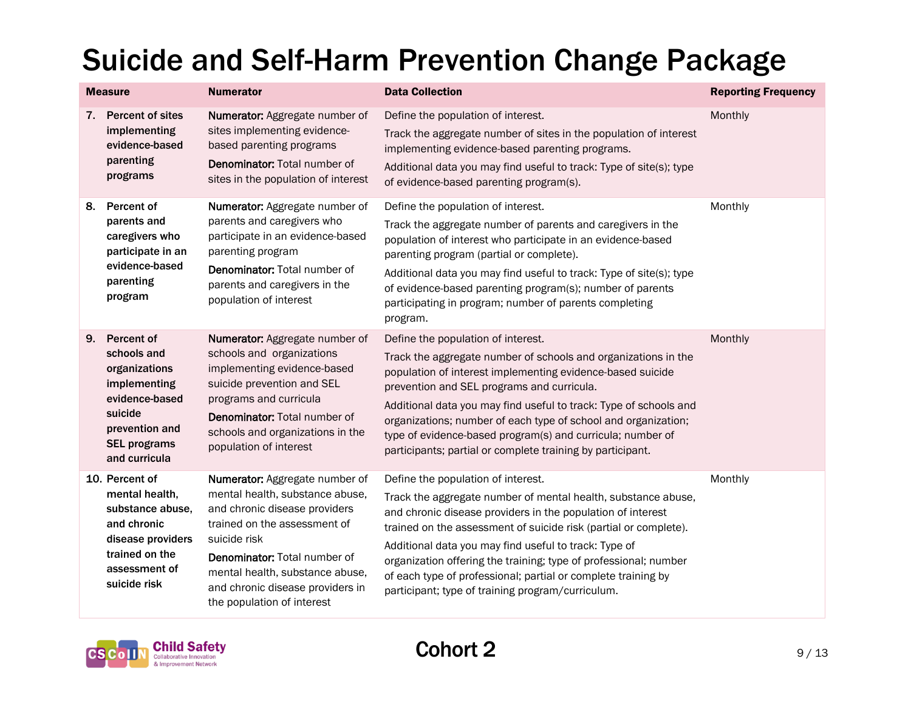# Suicide and Self-Harm Prevention Change Package

| Measure | Numerator | Data Collection | Reporting Frequency |
|---|---|---|---|
| **7. Percent of sites implementing evidence-based parenting programs** | **Numerator:** Aggregate number of sites implementing evidence-based parenting programs<br>**Denominator:** Total number of sites in the population of interest | Define the population of interest.<br>Track the aggregate number of sites in the population of interest implementing evidence-based parenting programs.<br>Additional data you may find useful to track: Type of site(s); type of evidence-based parenting program(s). | Monthly |
| **8. Percent of parents and caregivers who participate in an evidence-based parenting program** | **Numerator:** Aggregate number of parents and caregivers who participate in an evidence-based parenting program<br>**Denominator:** Total number of parents and caregivers in the population of interest | Define the population of interest.<br>Track the aggregate number of parents and caregivers in the population of interest who participate in an evidence-based parenting program (partial or complete).<br>Additional data you may find useful to track: Type of site(s); type of evidence-based parenting program(s); number of parents participating in program; number of parents completing program. | Monthly |
| **9. Percent of schools and organizations implementing evidence-based suicide prevention and SEL programs and curricula** | **Numerator:** Aggregate number of schools and organizations implementing evidence-based suicide prevention and SEL programs and curricula<br>**Denominator:** Total number of schools and organizations in the population of interest | Define the population of interest.<br>Track the aggregate number of schools and organizations in the population of interest implementing evidence-based suicide prevention and SEL programs and curricula.<br>Additional data you may find useful to track: Type of schools and organizations; number of each type of school and organization; type of evidence-based program(s) and curricula; number of participants; partial or complete training by participant. | Monthly |
| **10. Percent of mental health, substance abuse, and chronic disease providers trained on the assessment of suicide risk** | **Numerator:** Aggregate number of mental health, substance abuse, and chronic disease providers trained on the assessment of suicide risk<br>**Denominator:** Total number of mental health, substance abuse, and chronic disease providers in the population of interest | Define the population of interest.<br>Track the aggregate number of mental health, substance abuse, and chronic disease providers in the population of interest trained on the assessment of suicide risk (partial or complete).<br>Additional data you may find useful to track: Type of organization offering the training; type of professional; number of each type of professional; partial or complete training by participant; type of training program/curriculum. | Monthly |

Cohort 2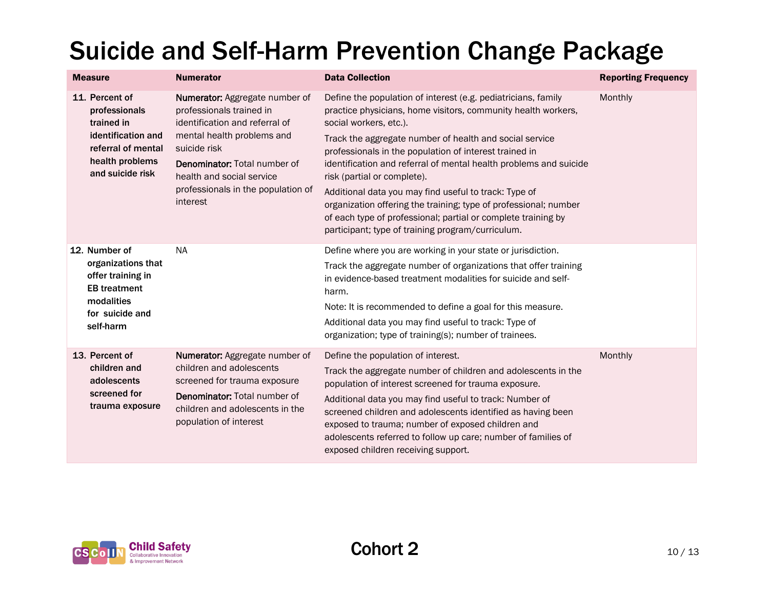# Suicide and Self-Harm Prevention Change Package

| Measure | Numerator | Data Collection | Reporting Frequency |
|---|---|---|---|
| **11. Percent of professionals trained in identification and referral of mental health problems and suicide risk** | **Numerator:** Aggregate number of professionals trained in identification and referral of mental health problems and suicide risk<br>**Denominator:** Total number of health and social service professionals in the population of interest | Define the population of interest (e.g. pediatricians, family practice physicians, home visitors, community health workers, social workers, etc.).<br>Track the aggregate number of health and social service professionals in the population of interest trained in identification and referral of mental health problems and suicide risk (partial or complete).<br>Additional data you may find useful to track: Type of organization offering the training; type of professional; number of each type of professional; partial or complete training by participant; type of training program/curriculum. | Monthly |
| **12. Number of organizations that offer training in EB treatment modalities for suicide and self-harm** | NA | Define where you are working in your state or jurisdiction.<br>Track the aggregate number of organizations that offer training in evidence-based treatment modalities for suicide and self-harm.<br>Note: It is recommended to define a goal for this measure.<br>Additional data you may find useful to track: Type of organization; type of training(s); number of trainees. | |
| **13. Percent of children and adolescents screened for trauma exposure** | **Numerator:** Aggregate number of children and adolescents screened for trauma exposure<br>**Denominator:** Total number of children and adolescents in the population of interest | Define the population of interest.<br>Track the aggregate number of children and adolescents in the population of interest screened for trauma exposure.<br>Additional data you may find useful to track: Number of screened children and adolescents identified as having been exposed to trauma; number of exposed children and adolescents referred to follow up care; number of families of exposed children receiving support. | Monthly |

Cohort 2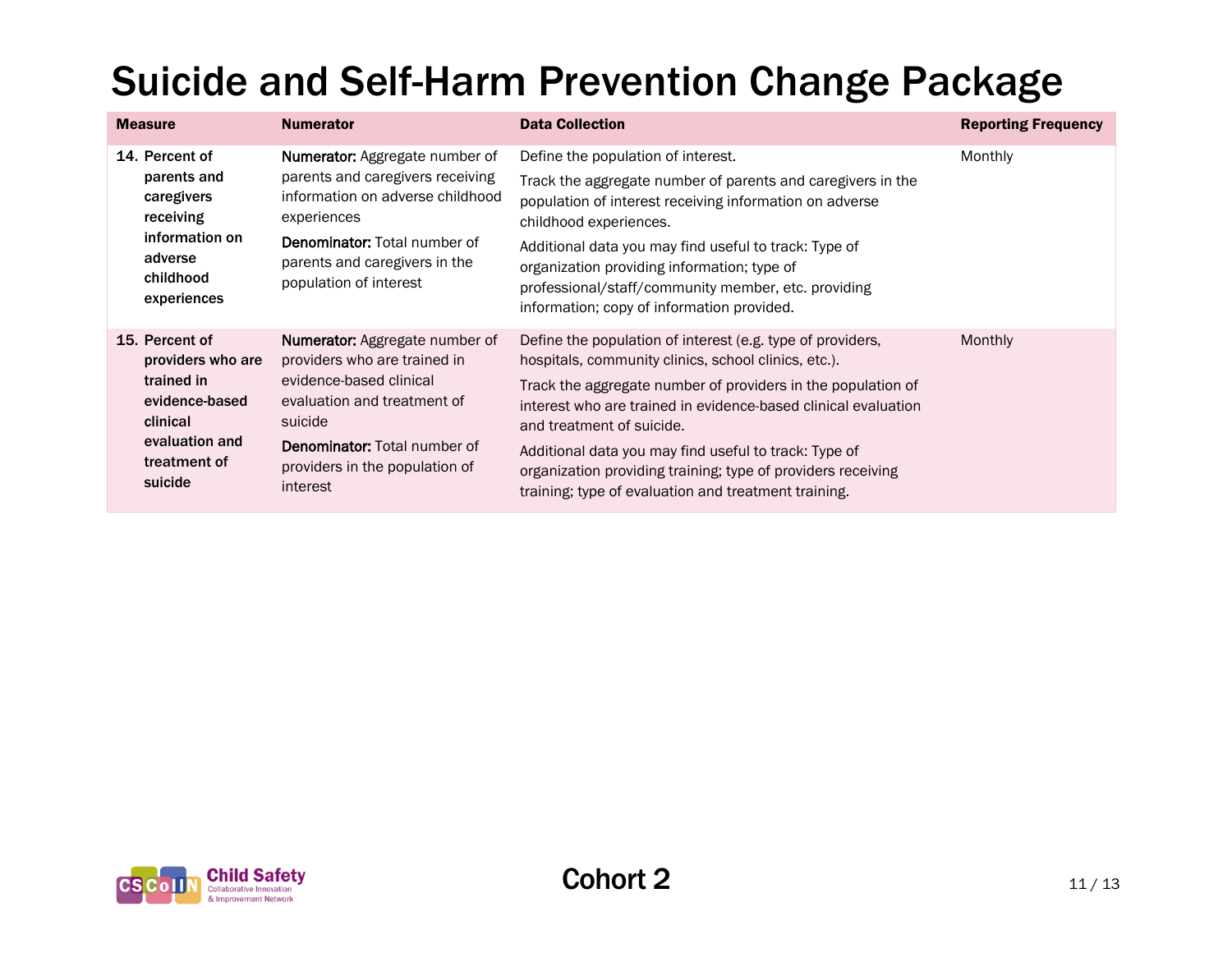# Suicide and Self-Harm Prevention Change Package

| Measure | Numerator | Data Collection | Reporting Frequency |
|---|---|---|---|
| **14. Percent of parents and caregivers receiving information on adverse childhood experiences** | **Numerator:** Aggregate number of parents and caregivers receiving information on adverse childhood experiences<br><br>**Denominator:** Total number of parents and caregivers in the population of interest | Define the population of interest.<br><br>Track the aggregate number of parents and caregivers in the population of interest receiving information on adverse childhood experiences.<br><br>Additional data you may find useful to track: Type of organization providing information; type of professional/staff/community member, etc. providing information; copy of information provided. | Monthly |
| **15. Percent of providers who are trained in evidence-based clinical evaluation and treatment of suicide** | **Numerator:** Aggregate number of providers who are trained in evidence-based clinical evaluation and treatment of suicide<br><br>**Denominator:** Total number of providers in the population of interest | Define the population of interest (e.g. type of providers, hospitals, community clinics, school clinics, etc.).<br><br>Track the aggregate number of providers in the population of interest who are trained in evidence-based clinical evaluation and treatment of suicide.<br><br>Additional data you may find useful to track: Type of organization providing training; type of providers receiving training; type of evaluation and treatment training. | Monthly |

Cohort 2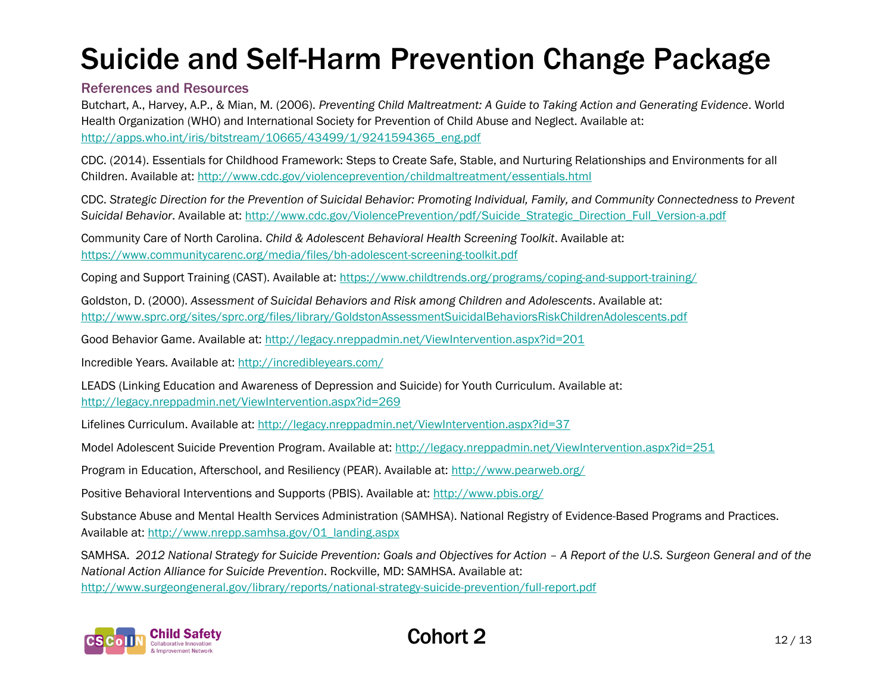# Suicide and Self-Harm Prevention Change Package

## References and Resources

Butchart, A., Harvey, A.P., & Mian, M. (2006). *Preventing Child Maltreatment: A Guide to Taking Action and Generating Evidence*. World Health Organization (WHO) and International Society for Prevention of Child Abuse and Neglect. Available at: http://apps.who.int/iris/bitstream/10665/43499/1/9241594365_eng.pdf

CDC. (2014). Essentials for Childhood Framework: Steps to Create Safe, Stable, and Nurturing Relationships and Environments for all Children. Available at: http://www.cdc.gov/violenceprevention/childmaltreatment/essentials.html

CDC. *Strategic Direction for the Prevention of Suicidal Behavior: Promoting Individual, Family, and Community Connectedness to Prevent Suicidal Behavior*. Available at: http://www.cdc.gov/ViolencePrevention/pdf/Suicide_Strategic_Direction_Full_Version-a.pdf

Community Care of North Carolina. *Child & Adolescent Behavioral Health Screening Toolkit*. Available at: https://www.communitycarenc.org/media/files/bh-adolescent-screening-toolkit.pdf

Coping and Support Training (CAST). Available at: https://www.childtrends.org/programs/coping-and-support-training/

Goldston, D. (2000). *Assessment of Suicidal Behaviors and Risk among Children and Adolescents*. Available at: http://www.sprc.org/sites/sprc.org/files/library/GoldstonAssessmentSuicidalBehaviorsRiskChildrenAdolescents.pdf

Good Behavior Game. Available at: http://legacy.nreppadmin.net/ViewIntervention.aspx?id=201

Incredible Years. Available at: http://incredibleyears.com/

LEADS (Linking Education and Awareness of Depression and Suicide) for Youth Curriculum. Available at: http://legacy.nreppadmin.net/ViewIntervention.aspx?id=269

Lifelines Curriculum. Available at: http://legacy.nreppadmin.net/ViewIntervention.aspx?id=37

Model Adolescent Suicide Prevention Program. Available at: http://legacy.nreppadmin.net/ViewIntervention.aspx?id=251

Program in Education, Afterschool, and Resiliency (PEAR). Available at: http://www.pearweb.org/

Positive Behavioral Interventions and Supports (PBIS). Available at: http://www.pbis.org/

Substance Abuse and Mental Health Services Administration (SAMHSA). National Registry of Evidence-Based Programs and Practices. Available at: http://www.nrepp.samhsa.gov/01_landing.aspx

SAMHSA. *2012 National Strategy for Suicide Prevention: Goals and Objectives for Action – A Report of the U.S. Surgeon General and of the National Action Alliance for Suicide Prevention*. Rockville, MD: SAMHSA. Available at: http://www.surgeongeneral.gov/library/reports/national-strategy-suicide-prevention/full-report.pdf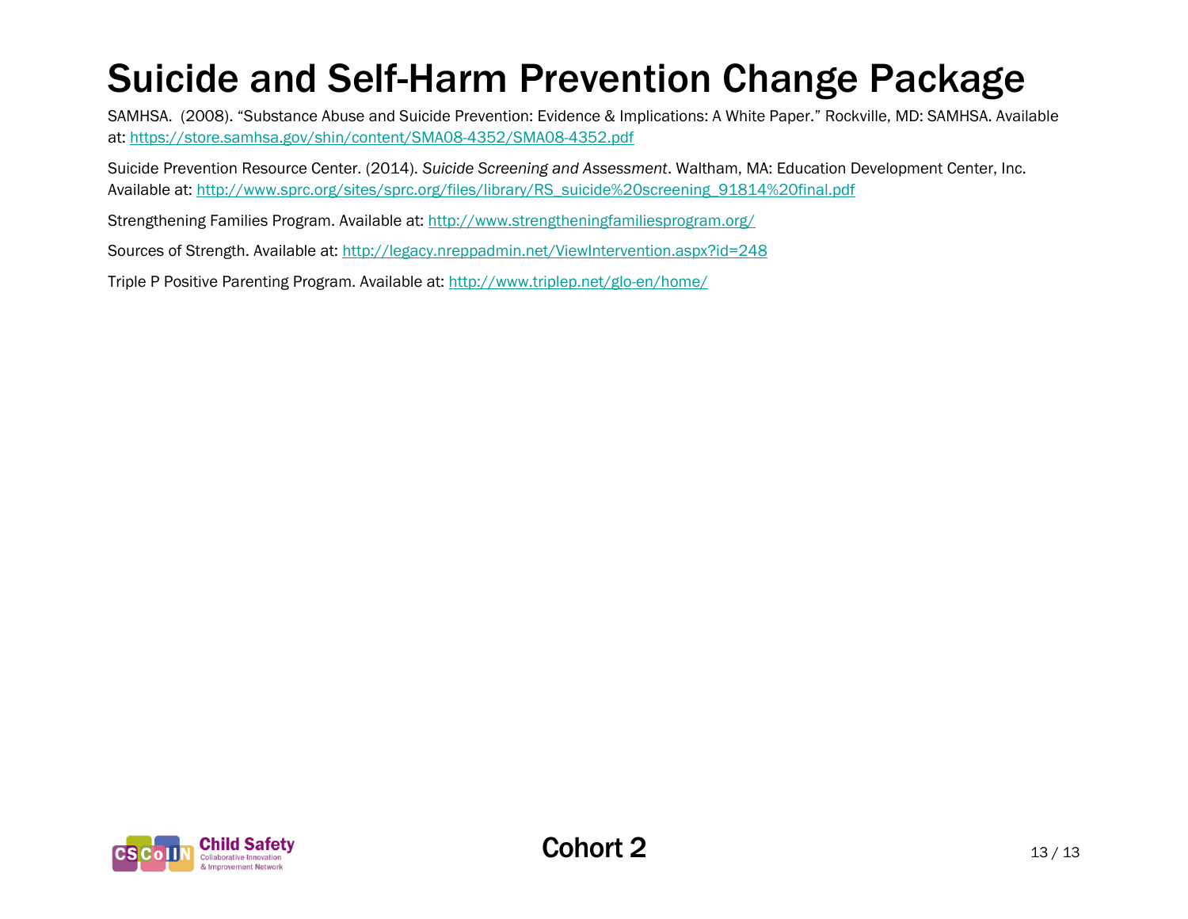SAMHSA.  (2008). “Substance Abuse and Suicide Prevention: Evidence & Implications: A White Paper.” Rockville, MD: SAMHSA. Available at: https://store.samhsa.gov/shin/content/SMA08-4352/SMA08-4352.pdf

Suicide Prevention Resource Center. (2014). *Suicide Screening and Assessment*. Waltham, MA: Education Development Center, Inc. Available at: http://www.sprc.org/sites/sprc.org/files/library/RS_suicide%20screening_91814%20final.pdf

Strengthening Families Program. Available at: http://www.strengtheningfamiliesprogram.org/

Sources of Strength. Available at: http://legacy.nreppadmin.net/ViewIntervention.aspx?id=248

Triple P Positive Parenting Program. Available at: http://www.triplep.net/glo-en/home/